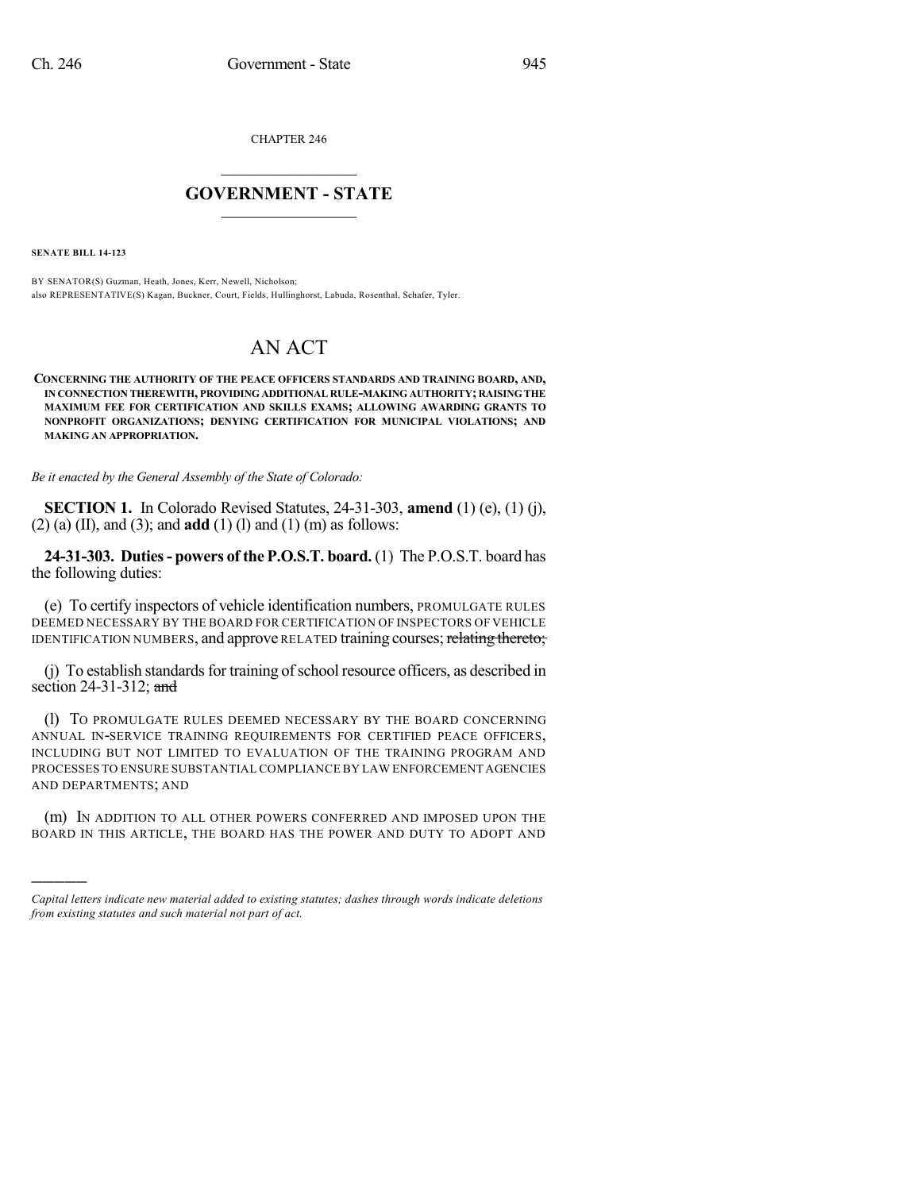CHAPTER 246

# GOVERNMENT - STATE

**SENATE BILL 14-123**

BY SENATOR(S) Guzman, Heath, Jones, Kerr, Newell, Nicholson;
also REPRESENTATIVE(S) Kagan, Buckner, Court, Fields, Hullinghorst, Labuda, Rosenthal, Schafer, Tyler.

# AN ACT

**CONCERNING THE AUTHORITY OF THE PEACE OFFICERS STANDARDS AND TRAINING BOARD, AND, IN CONNECTION THEREWITH, PROVIDING ADDITIONAL RULE-MAKING AUTHORITY; RAISING THE MAXIMUM FEE FOR CERTIFICATION AND SKILLS EXAMS; ALLOWING AWARDING GRANTS TO NONPROFIT ORGANIZATIONS; DENYING CERTIFICATION FOR MUNICIPAL VIOLATIONS; AND MAKING AN APPROPRIATION.**

*Be it enacted by the General Assembly of the State of Colorado:*

**SECTION 1.** In Colorado Revised Statutes, 24-31-303, **amend** (1) (e), (1) (j), (2) (a) (II), and (3); and **add** (1) (l) and (1) (m) as follows:

**24-31-303. Duties - powers of the P.O.S.T. board.** (1) The P.O.S.T. board has the following duties:

(e) To certify inspectors of vehicle identification numbers, PROMULGATE RULES DEEMED NECESSARY BY THE BOARD FOR CERTIFICATION OF INSPECTORS OF VEHICLE IDENTIFICATION NUMBERS, and approve RELATED training courses; ~~relating thereto;~~

(j) To establish standards for training of school resource officers, as described in section 24-31-312; ~~and~~

(l) TO PROMULGATE RULES DEEMED NECESSARY BY THE BOARD CONCERNING ANNUAL IN-SERVICE TRAINING REQUIREMENTS FOR CERTIFIED PEACE OFFICERS, INCLUDING BUT NOT LIMITED TO EVALUATION OF THE TRAINING PROGRAM AND PROCESSES TO ENSURE SUBSTANTIAL COMPLIANCE BY LAW ENFORCEMENT AGENCIES AND DEPARTMENTS; AND

(m) IN ADDITION TO ALL OTHER POWERS CONFERRED AND IMPOSED UPON THE BOARD IN THIS ARTICLE, THE BOARD HAS THE POWER AND DUTY TO ADOPT AND

---

*Capital letters indicate new material added to existing statutes; dashes through words indicate deletions from existing statutes and such material not part of act.*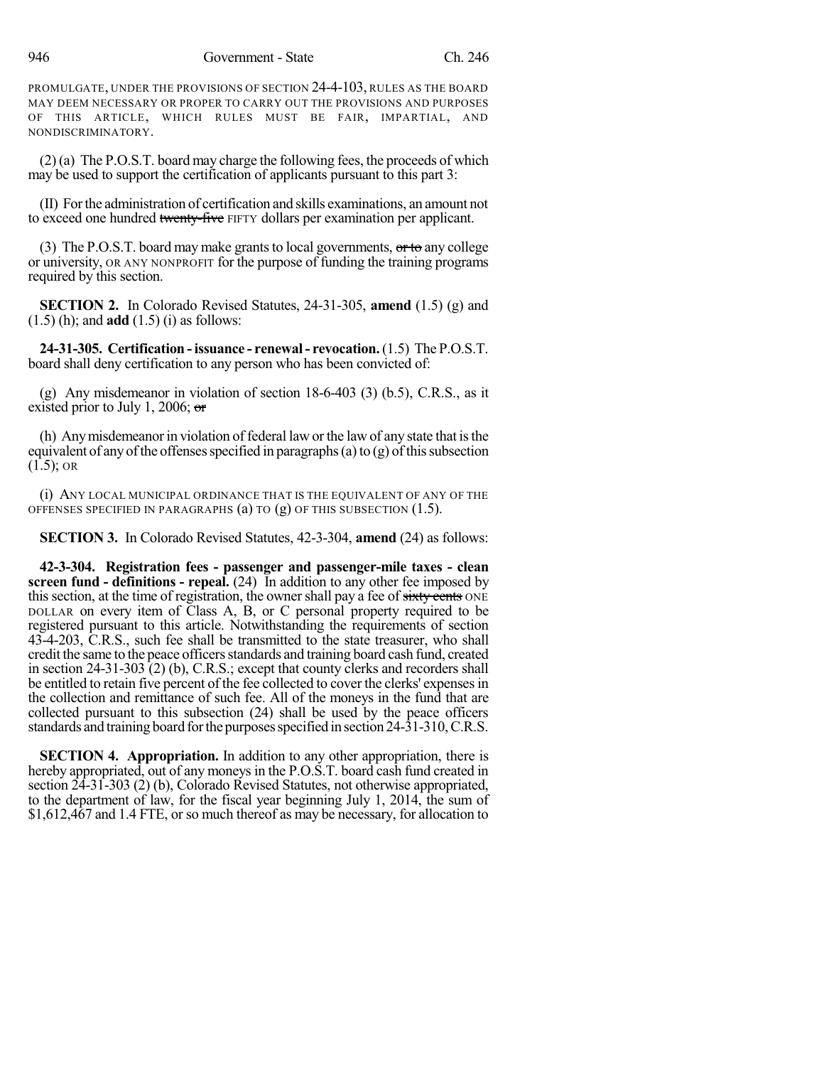PROMULGATE, UNDER THE PROVISIONS OF SECTION 24-4-103, RULES AS THE BOARD MAY DEEM NECESSARY OR PROPER TO CARRY OUT THE PROVISIONS AND PURPOSES OF THIS ARTICLE, WHICH RULES MUST BE FAIR, IMPARTIAL, AND NONDISCRIMINATORY.

(2) (a) The P.O.S.T. board may charge the following fees, the proceeds of which may be used to support the certification of applicants pursuant to this part 3:

(II) For the administration of certification and skills examinations, an amount not to exceed one hundred ~~twenty-five~~ FIFTY dollars per examination per applicant.

(3) The P.O.S.T. board may make grants to local governments, ~~or to~~ any college or university, OR ANY NONPROFIT for the purpose of funding the training programs required by this section.

**SECTION 2.** In Colorado Revised Statutes, 24-31-305, **amend** (1.5) (g) and (1.5) (h); and **add** (1.5) (i) as follows:

**24-31-305. Certification - issuance - renewal - revocation.** (1.5) The P.O.S.T. board shall deny certification to any person who has been convicted of:

(g) Any misdemeanor in violation of section 18-6-403 (3) (b.5), C.R.S., as it existed prior to July 1, 2006; ~~or~~

(h) Any misdemeanor in violation of federal law or the law of any state that is the equivalent of any of the offenses specified in paragraphs (a) to (g) of this subsection (1.5); OR

(i) ANY LOCAL MUNICIPAL ORDINANCE THAT IS THE EQUIVALENT OF ANY OF THE OFFENSES SPECIFIED IN PARAGRAPHS (a) TO (g) OF THIS SUBSECTION (1.5).

**SECTION 3.** In Colorado Revised Statutes, 42-3-304, **amend** (24) as follows:

**42-3-304. Registration fees - passenger and passenger-mile taxes - clean screen fund - definitions - repeal.** (24) In addition to any other fee imposed by this section, at the time of registration, the owner shall pay a fee of ~~sixty cents~~ ONE DOLLAR on every item of Class A, B, or C personal property required to be registered pursuant to this article. Notwithstanding the requirements of section 43-4-203, C.R.S., such fee shall be transmitted to the state treasurer, who shall credit the same to the peace officers standards and training board cash fund, created in section 24-31-303 (2) (b), C.R.S.; except that county clerks and recorders shall be entitled to retain five percent of the fee collected to cover the clerks' expenses in the collection and remittance of such fee. All of the moneys in the fund that are collected pursuant to this subsection (24) shall be used by the peace officers standards and training board for the purposes specified in section 24-31-310, C.R.S.

**SECTION 4. Appropriation.** In addition to any other appropriation, there is hereby appropriated, out of any moneys in the P.O.S.T. board cash fund created in section 24-31-303 (2) (b), Colorado Revised Statutes, not otherwise appropriated, to the department of law, for the fiscal year beginning July 1, 2014, the sum of $1,612,467 and 1.4 FTE, or so much thereof as may be necessary, for allocation to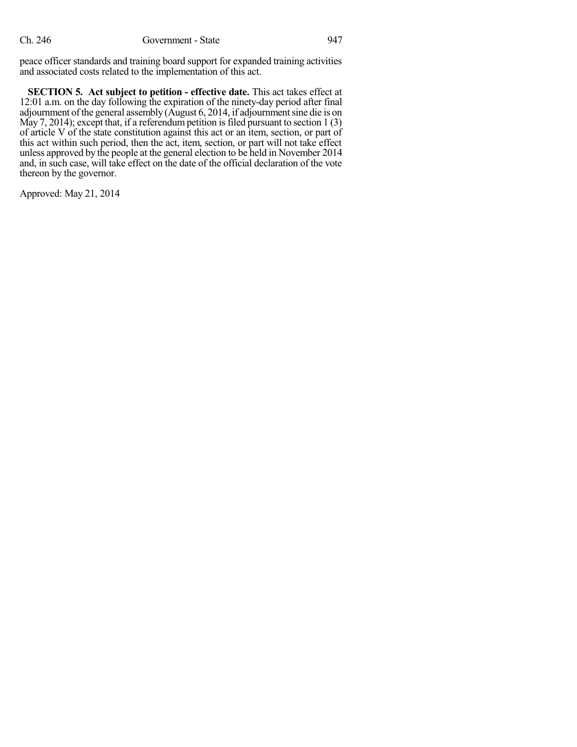peace officer standards and training board support for expanded training activities and associated costs related to the implementation of this act.

**SECTION 5. Act subject to petition - effective date.** This act takes effect at 12:01 a.m. on the day following the expiration of the ninety-day period after final adjournment of the general assembly (August 6, 2014, if adjournment sine die is on May 7, 2014); except that, if a referendum petition is filed pursuant to section 1 (3) of article V of the state constitution against this act or an item, section, or part of this act within such period, then the act, item, section, or part will not take effect unless approved by the people at the general election to be held in November 2014 and, in such case, will take effect on the date of the official declaration of the vote thereon by the governor.

Approved: May 21, 2014